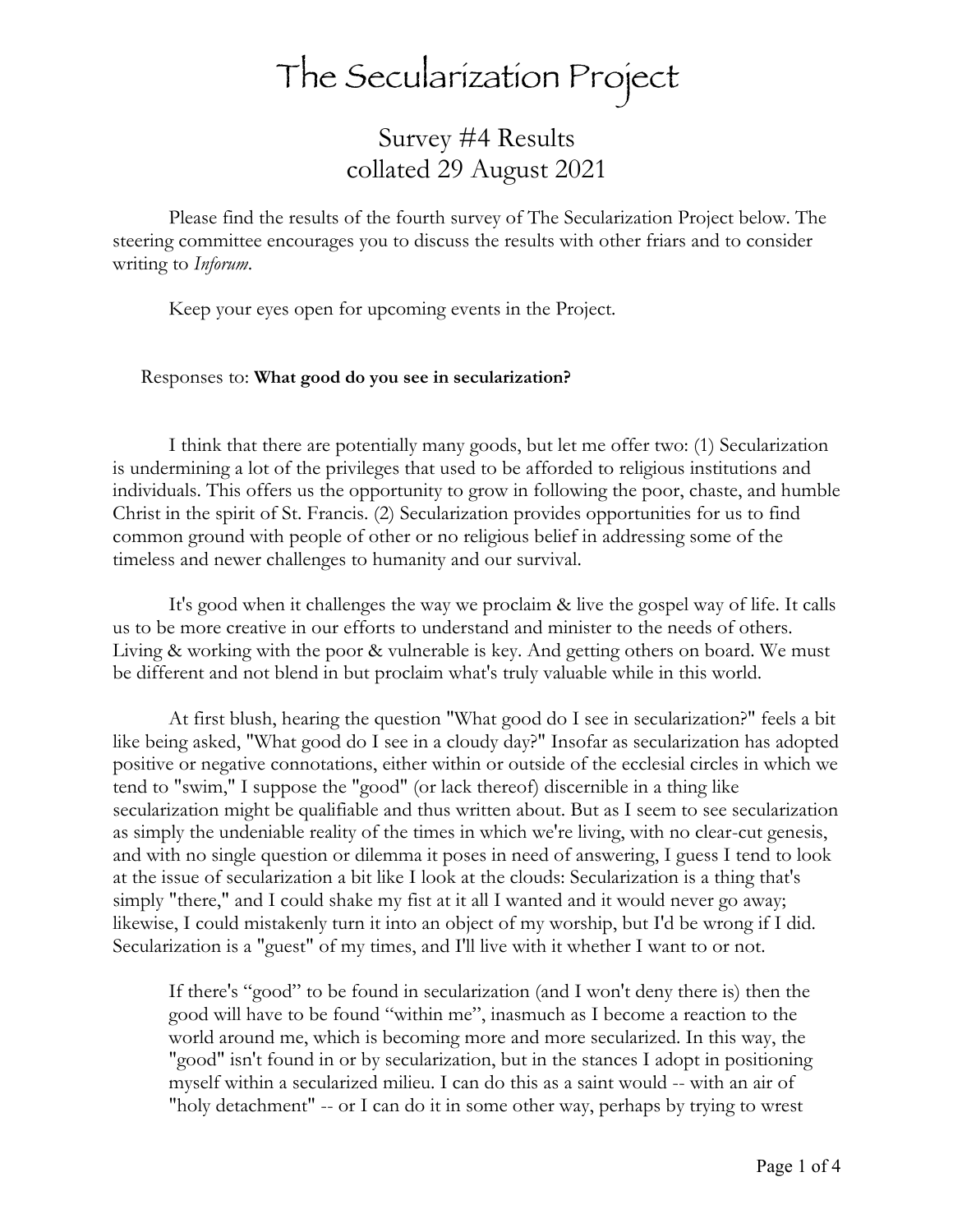# The Secularization Project

## Survey #4 Results
## collated 29 August 2021

Please find the results of the fourth survey of The Secularization Project below. The steering committee encourages you to discuss the results with other friars and to consider writing to *Inforum*.

Keep your eyes open for upcoming events in the Project.

Responses to: **What good do you see in secularization?**

I think that there are potentially many goods, but let me offer two: (1) Secularization is undermining a lot of the privileges that used to be afforded to religious institutions and individuals. This offers us the opportunity to grow in following the poor, chaste, and humble Christ in the spirit of St. Francis. (2) Secularization provides opportunities for us to find common ground with people of other or no religious belief in addressing some of the timeless and newer challenges to humanity and our survival.

It's good when it challenges the way we proclaim & live the gospel way of life. It calls us to be more creative in our efforts to understand and minister to the needs of others. Living & working with the poor & vulnerable is key. And getting others on board. We must be different and not blend in but proclaim what's truly valuable while in this world.

At first blush, hearing the question "What good do I see in secularization?" feels a bit like being asked, "What good do I see in a cloudy day?" Insofar as secularization has adopted positive or negative connotations, either within or outside of the ecclesial circles in which we tend to "swim," I suppose the "good" (or lack thereof) discernible in a thing like secularization might be qualifiable and thus written about. But as I seem to see secularization as simply the undeniable reality of the times in which we're living, with no clear-cut genesis, and with no single question or dilemma it poses in need of answering, I guess I tend to look at the issue of secularization a bit like I look at the clouds: Secularization is a thing that's simply "there," and I could shake my fist at it all I wanted and it would never go away; likewise, I could mistakenly turn it into an object of my worship, but I'd be wrong if I did. Secularization is a "guest" of my times, and I'll live with it whether I want to or not.

> If there's "good" to be found in secularization (and I won't deny there is) then the good will have to be found "within me", inasmuch as I become a reaction to the world around me, which is becoming more and more secularized. In this way, the "good" isn't found in or by secularization, but in the stances I adopt in positioning myself within a secularized milieu. I can do this as a saint would -- with an air of "holy detachment" -- or I can do it in some other way, perhaps by trying to wrest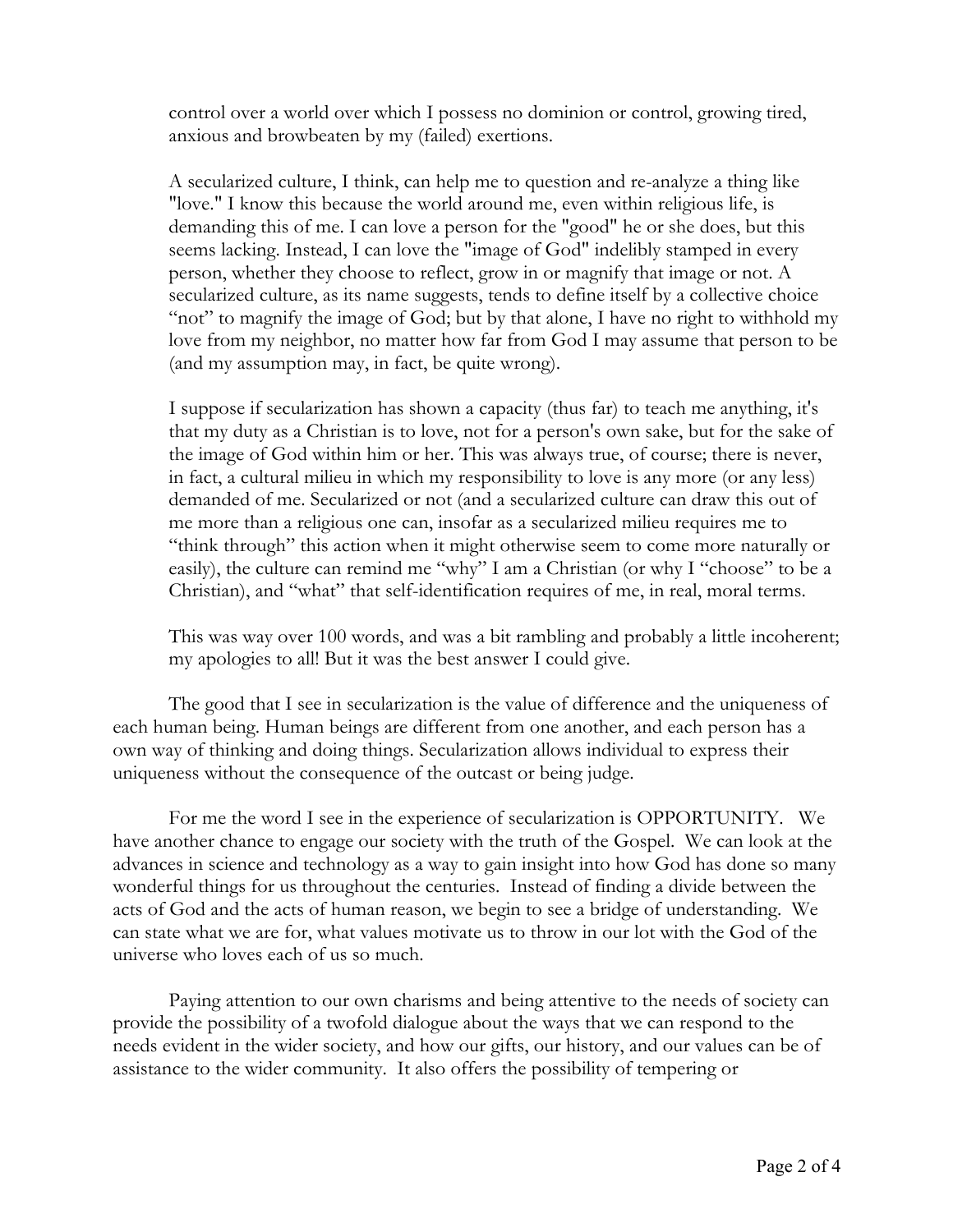control over a world over which I possess no dominion or control, growing tired, anxious and browbeaten by my (failed) exertions.

> A secularized culture, I think, can help me to question and re-analyze a thing like "love." I know this because the world around me, even within religious life, is demanding this of me. I can love a person for the "good" he or she does, but this seems lacking. Instead, I can love the "image of God" indelibly stamped in every person, whether they choose to reflect, grow in or magnify that image or not. A secularized culture, as its name suggests, tends to define itself by a collective choice "not" to magnify the image of God; but by that alone, I have no right to withhold my love from my neighbor, no matter how far from God I may assume that person to be (and my assumption may, in fact, be quite wrong).

> I suppose if secularization has shown a capacity (thus far) to teach me anything, it's that my duty as a Christian is to love, not for a person's own sake, but for the sake of the image of God within him or her. This was always true, of course; there is never, in fact, a cultural milieu in which my responsibility to love is any more (or any less) demanded of me. Secularized or not (and a secularized culture can draw this out of me more than a religious one can, insofar as a secularized milieu requires me to "think through" this action when it might otherwise seem to come more naturally or easily), the culture can remind me "why" I am a Christian (or why I "choose" to be a Christian), and "what" that self-identification requires of me, in real, moral terms.

> This was way over 100 words, and was a bit rambling and probably a little incoherent; my apologies to all! But it was the best answer I could give.

The good that I see in secularization is the value of difference and the uniqueness of each human being. Human beings are different from one another, and each person has a own way of thinking and doing things. Secularization allows individual to express their uniqueness without the consequence of the outcast or being judge.

For me the word I see in the experience of secularization is OPPORTUNITY. We have another chance to engage our society with the truth of the Gospel. We can look at the advances in science and technology as a way to gain insight into how God has done so many wonderful things for us throughout the centuries. Instead of finding a divide between the acts of God and the acts of human reason, we begin to see a bridge of understanding. We can state what we are for, what values motivate us to throw in our lot with the God of the universe who loves each of us so much.

Paying attention to our own charisms and being attentive to the needs of society can provide the possibility of a twofold dialogue about the ways that we can respond to the needs evident in the wider society, and how our gifts, our history, and our values can be of assistance to the wider community. It also offers the possibility of tempering or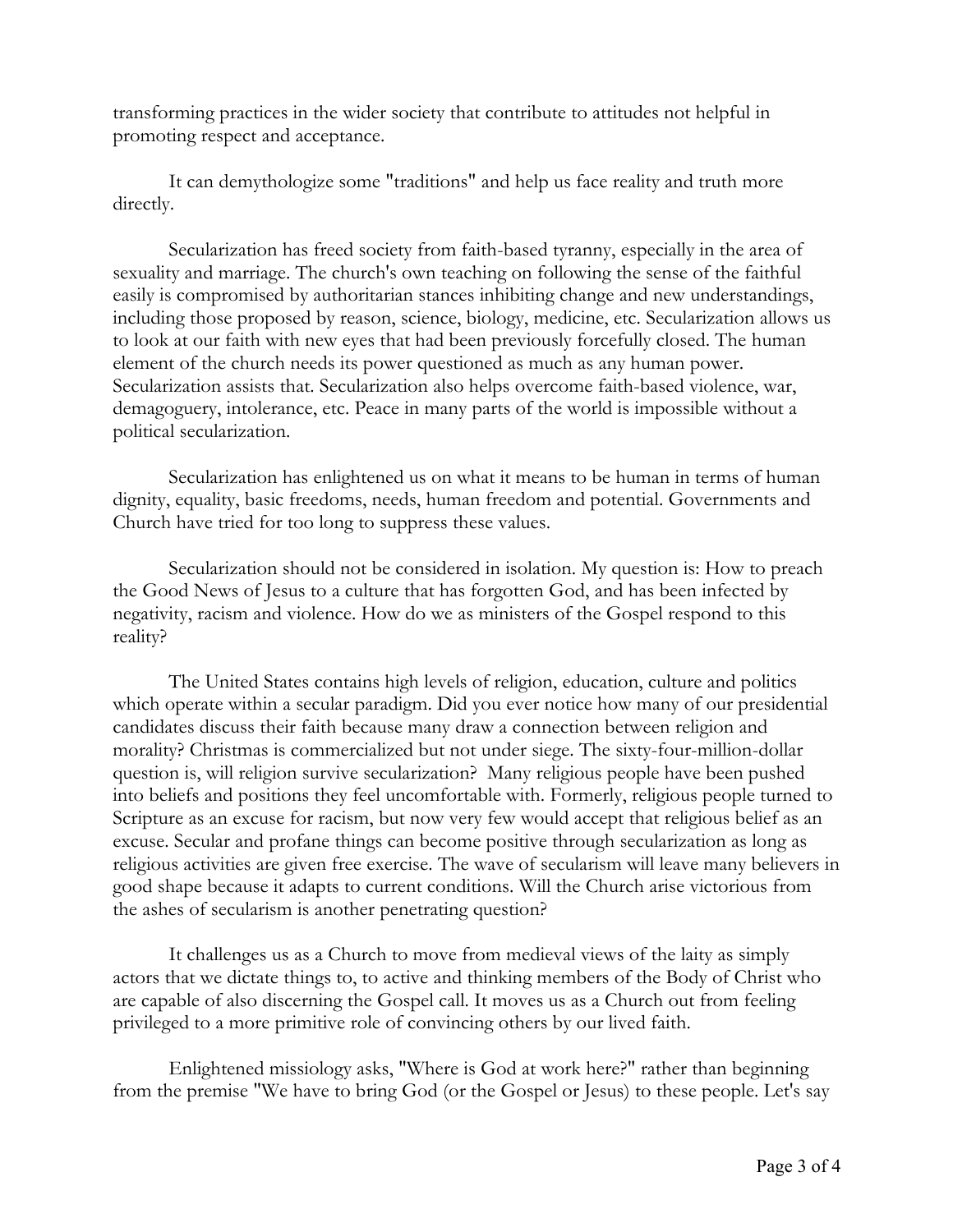transforming practices in the wider society that contribute to attitudes not helpful in promoting respect and acceptance.

It can demythologize some "traditions" and help us face reality and truth more directly.

Secularization has freed society from faith-based tyranny, especially in the area of sexuality and marriage. The church's own teaching on following the sense of the faithful easily is compromised by authoritarian stances inhibiting change and new understandings, including those proposed by reason, science, biology, medicine, etc. Secularization allows us to look at our faith with new eyes that had been previously forcefully closed. The human element of the church needs its power questioned as much as any human power. Secularization assists that. Secularization also helps overcome faith-based violence, war, demagoguery, intolerance, etc. Peace in many parts of the world is impossible without a political secularization.

Secularization has enlightened us on what it means to be human in terms of human dignity, equality, basic freedoms, needs, human freedom and potential. Governments and Church have tried for too long to suppress these values.

Secularization should not be considered in isolation. My question is: How to preach the Good News of Jesus to a culture that has forgotten God, and has been infected by negativity, racism and violence. How do we as ministers of the Gospel respond to this reality?

The United States contains high levels of religion, education, culture and politics which operate within a secular paradigm. Did you ever notice how many of our presidential candidates discuss their faith because many draw a connection between religion and morality? Christmas is commercialized but not under siege. The sixty-four-million-dollar question is, will religion survive secularization? Many religious people have been pushed into beliefs and positions they feel uncomfortable with. Formerly, religious people turned to Scripture as an excuse for racism, but now very few would accept that religious belief as an excuse. Secular and profane things can become positive through secularization as long as religious activities are given free exercise. The wave of secularism will leave many believers in good shape because it adapts to current conditions. Will the Church arise victorious from the ashes of secularism is another penetrating question?

It challenges us as a Church to move from medieval views of the laity as simply actors that we dictate things to, to active and thinking members of the Body of Christ who are capable of also discerning the Gospel call. It moves us as a Church out from feeling privileged to a more primitive role of convincing others by our lived faith.

Enlightened missiology asks, "Where is God at work here?" rather than beginning from the premise "We have to bring God (or the Gospel or Jesus) to these people. Let's say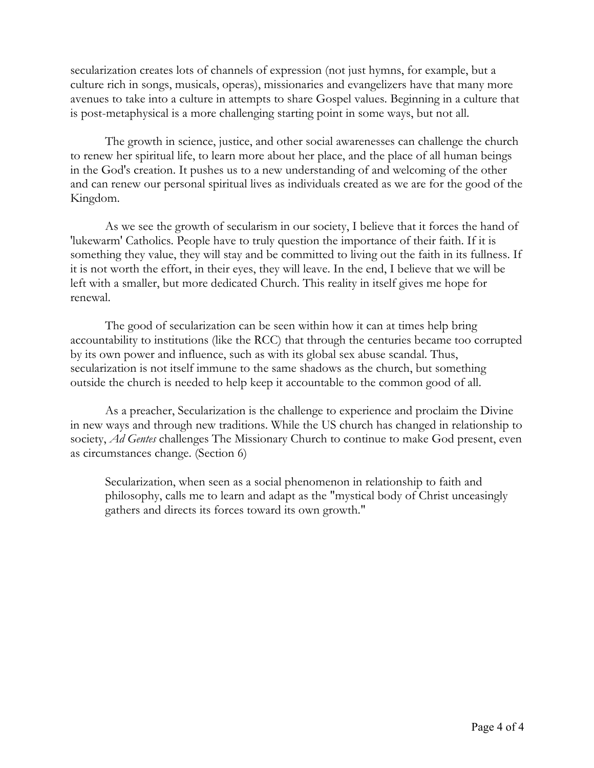secularization creates lots of channels of expression (not just hymns, for example, but a culture rich in songs, musicals, operas), missionaries and evangelizers have that many more avenues to take into a culture in attempts to share Gospel values. Beginning in a culture that is post-metaphysical is a more challenging starting point in some ways, but not all.

The growth in science, justice, and other social awarenesses can challenge the church to renew her spiritual life, to learn more about her place, and the place of all human beings in the God's creation. It pushes us to a new understanding of and welcoming of the other and can renew our personal spiritual lives as individuals created as we are for the good of the Kingdom.

As we see the growth of secularism in our society, I believe that it forces the hand of 'lukewarm' Catholics. People have to truly question the importance of their faith. If it is something they value, they will stay and be committed to living out the faith in its fullness. If it is not worth the effort, in their eyes, they will leave. In the end, I believe that we will be left with a smaller, but more dedicated Church. This reality in itself gives me hope for renewal.

The good of secularization can be seen within how it can at times help bring accountability to institutions (like the RCC) that through the centuries became too corrupted by its own power and influence, such as with its global sex abuse scandal. Thus, secularization is not itself immune to the same shadows as the church, but something outside the church is needed to help keep it accountable to the common good of all.

As a preacher, Secularization is the challenge to experience and proclaim the Divine in new ways and through new traditions. While the US church has changed in relationship to society, *Ad Gentes* challenges The Missionary Church to continue to make God present, even as circumstances change. (Section 6)

> Secularization, when seen as a social phenomenon in relationship to faith and philosophy, calls me to learn and adapt as the "mystical body of Christ unceasingly gathers and directs its forces toward its own growth."